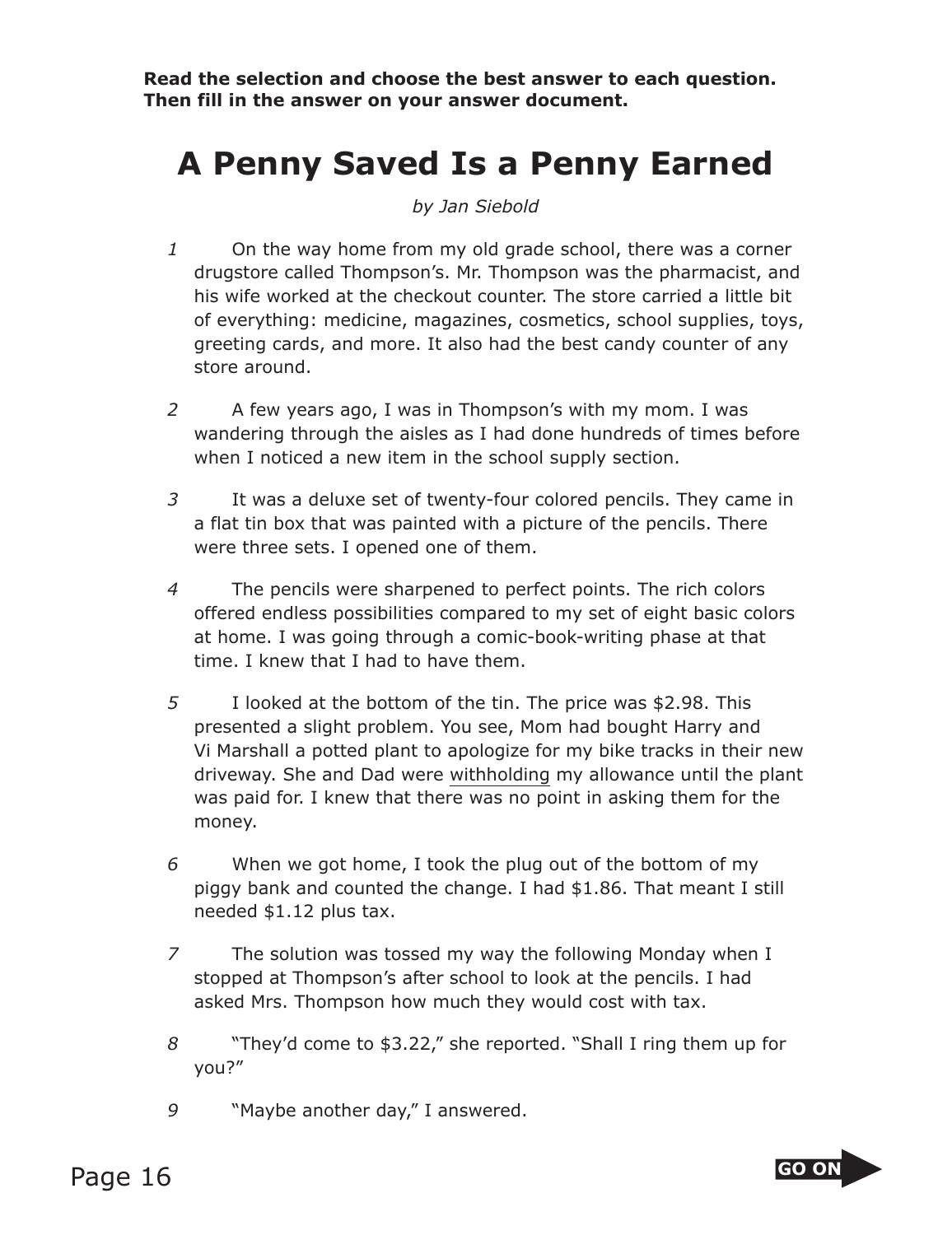**Read the selection and choose the best answer to each question. Then fill in the answer on your answer document.**

# A Penny Saved Is a Penny Earned

*by Jan Siebold*

1 On the way home from my old grade school, there was a corner drugstore called Thompson's. Mr. Thompson was the pharmacist, and his wife worked at the checkout counter. The store carried a little bit of everything: medicine, magazines, cosmetics, school supplies, toys, greeting cards, and more. It also had the best candy counter of any store around.

2 A few years ago, I was in Thompson's with my mom. I was wandering through the aisles as I had done hundreds of times before when I noticed a new item in the school supply section.

3 It was a deluxe set of twenty-four colored pencils. They came in a flat tin box that was painted with a picture of the pencils. There were three sets. I opened one of them.

4 The pencils were sharpened to perfect points. The rich colors offered endless possibilities compared to my set of eight basic colors at home. I was going through a comic-book-writing phase at that time. I knew that I had to have them.

5 I looked at the bottom of the tin. The price was $2.98. This presented a slight problem. You see, Mom had bought Harry and Vi Marshall a potted plant to apologize for my bike tracks in their new driveway. She and Dad were <u>withholding</u> my allowance until the plant was paid for. I knew that there was no point in asking them for the money.

6 When we got home, I took the plug out of the bottom of my piggy bank and counted the change. I had $1.86. That meant I still needed $1.12 plus tax.

7 The solution was tossed my way the following Monday when I stopped at Thompson's after school to look at the pencils. I had asked Mrs. Thompson how much they would cost with tax.

8 "They'd come to $3.22," she reported. "Shall I ring them up for you?"

9 "Maybe another day," I answered.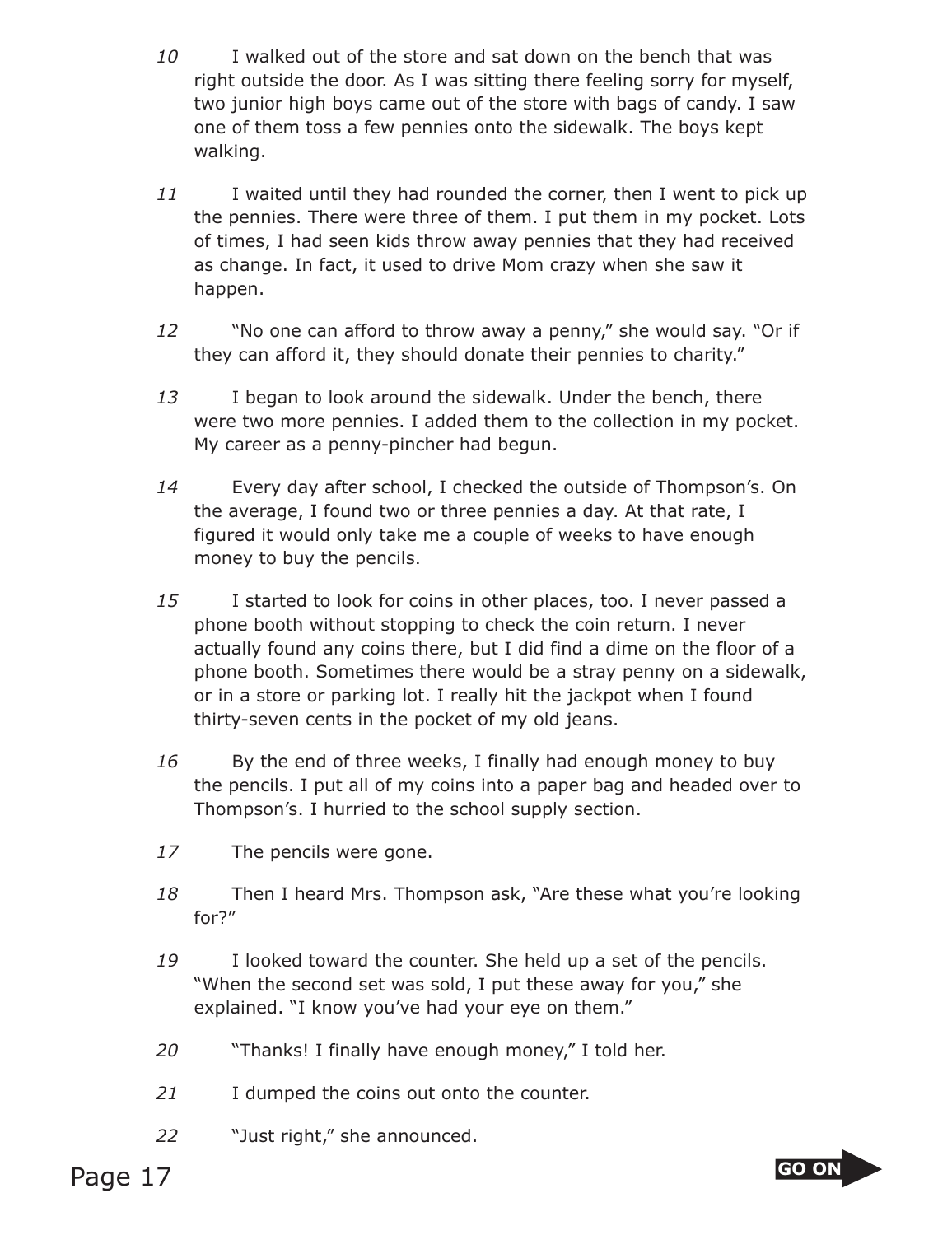10 I walked out of the store and sat down on the bench that was right outside the door. As I was sitting there feeling sorry for myself, two junior high boys came out of the store with bags of candy. I saw one of them toss a few pennies onto the sidewalk. The boys kept walking.

11 I waited until they had rounded the corner, then I went to pick up the pennies. There were three of them. I put them in my pocket. Lots of times, I had seen kids throw away pennies that they had received as change. In fact, it used to drive Mom crazy when she saw it happen.

12 "No one can afford to throw away a penny," she would say. "Or if they can afford it, they should donate their pennies to charity."

13 I began to look around the sidewalk. Under the bench, there were two more pennies. I added them to the collection in my pocket. My career as a penny-pincher had begun.

14 Every day after school, I checked the outside of Thompson's. On the average, I found two or three pennies a day. At that rate, I figured it would only take me a couple of weeks to have enough money to buy the pencils.

15 I started to look for coins in other places, too. I never passed a phone booth without stopping to check the coin return. I never actually found any coins there, but I did find a dime on the floor of a phone booth. Sometimes there would be a stray penny on a sidewalk, or in a store or parking lot. I really hit the jackpot when I found thirty-seven cents in the pocket of my old jeans.

16 By the end of three weeks, I finally had enough money to buy the pencils. I put all of my coins into a paper bag and headed over to Thompson's. I hurried to the school supply section.

17 The pencils were gone.

18 Then I heard Mrs. Thompson ask, "Are these what you're looking for?"

19 I looked toward the counter. She held up a set of the pencils. "When the second set was sold, I put these away for you," she explained. "I know you've had your eye on them."

20 "Thanks! I finally have enough money," I told her.

21 I dumped the coins out onto the counter.

22 "Just right," she announced.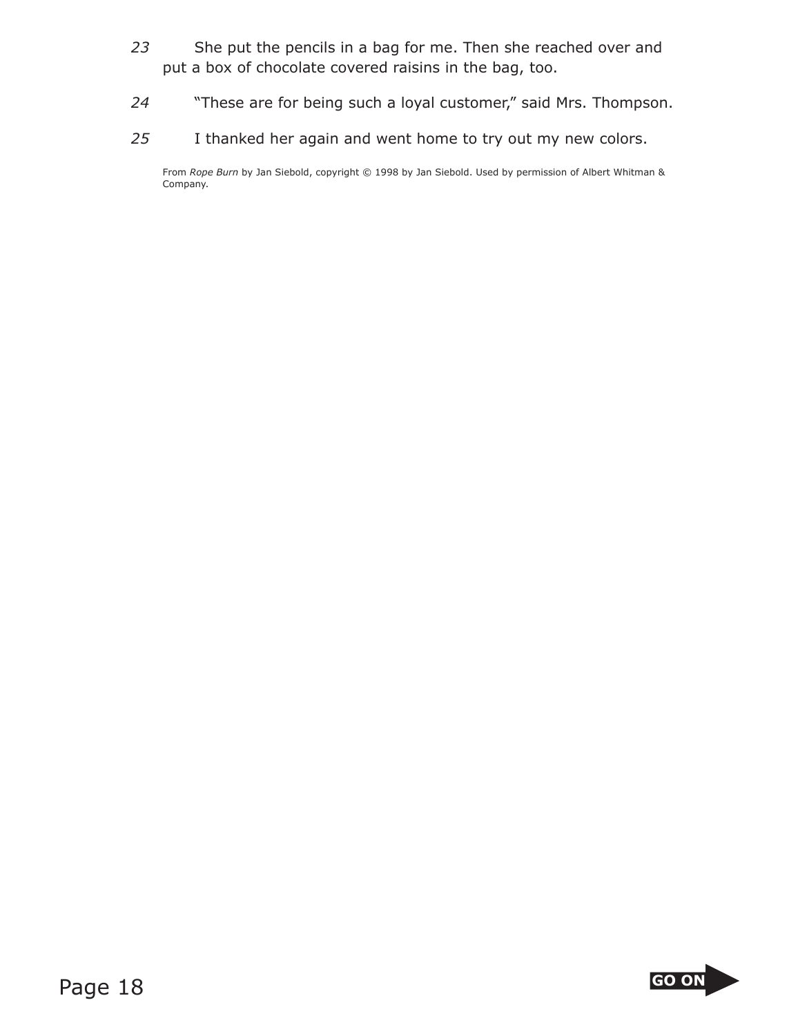23 She put the pencils in a bag for me. Then she reached over and put a box of chocolate covered raisins in the bag, too.

24 "These are for being such a loyal customer," said Mrs. Thompson.

25 I thanked her again and went home to try out my new colors.

From *Rope Burn* by Jan Siebold, copyright © 1998 by Jan Siebold. Used by permission of Albert Whitman & Company.

GO ON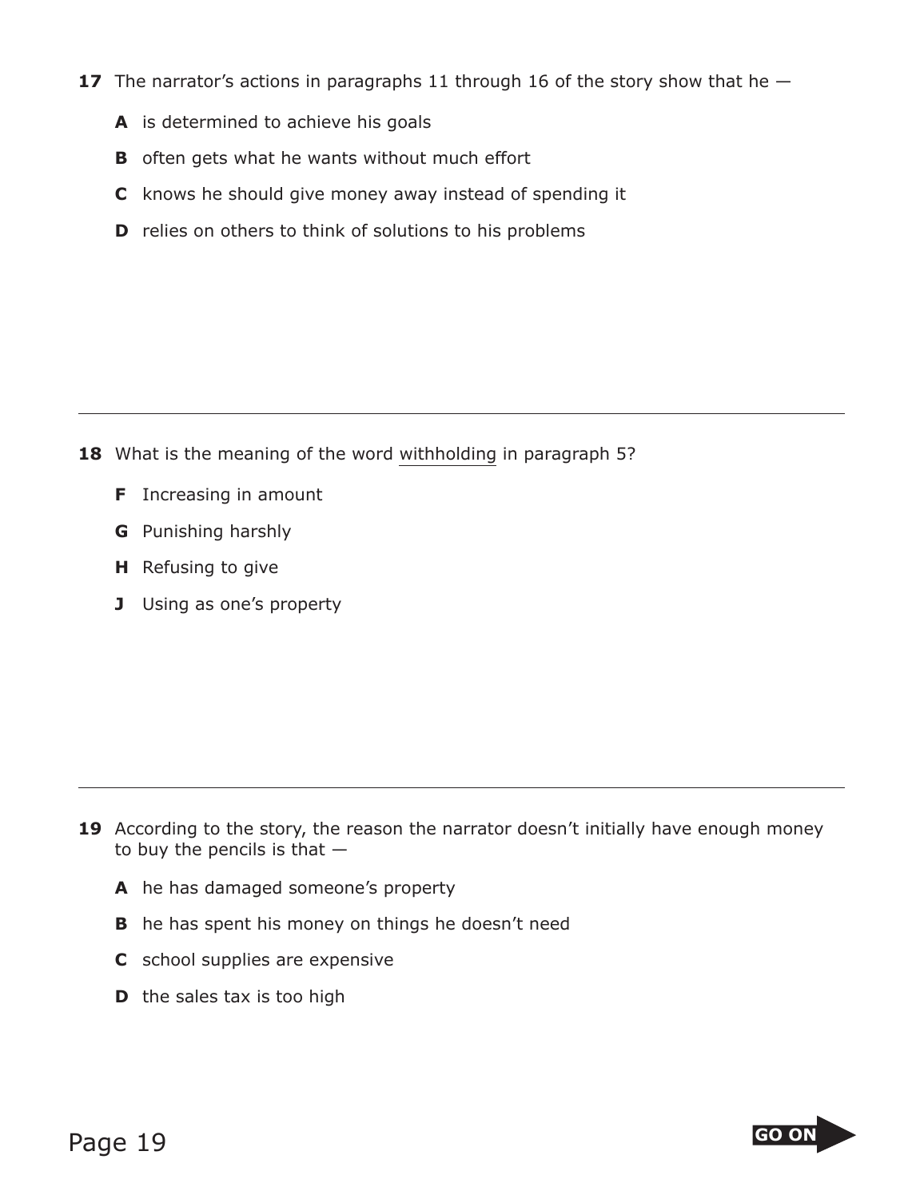**17** The narrator's actions in paragraphs 11 through 16 of the story show that he —

**A** is determined to achieve his goals

**B** often gets what he wants without much effort

**C** knows he should give money away instead of spending it

**D** relies on others to think of solutions to his problems

---

**18** What is the meaning of the word <u>withholding</u> in paragraph 5?

**F** Increasing in amount

**G** Punishing harshly

**H** Refusing to give

**J** Using as one's property

---

**19** According to the story, the reason the narrator doesn't initially have enough money to buy the pencils is that —

**A** he has damaged someone's property

**B** he has spent his money on things he doesn't need

**C** school supplies are expensive

**D** the sales tax is too high

GO ON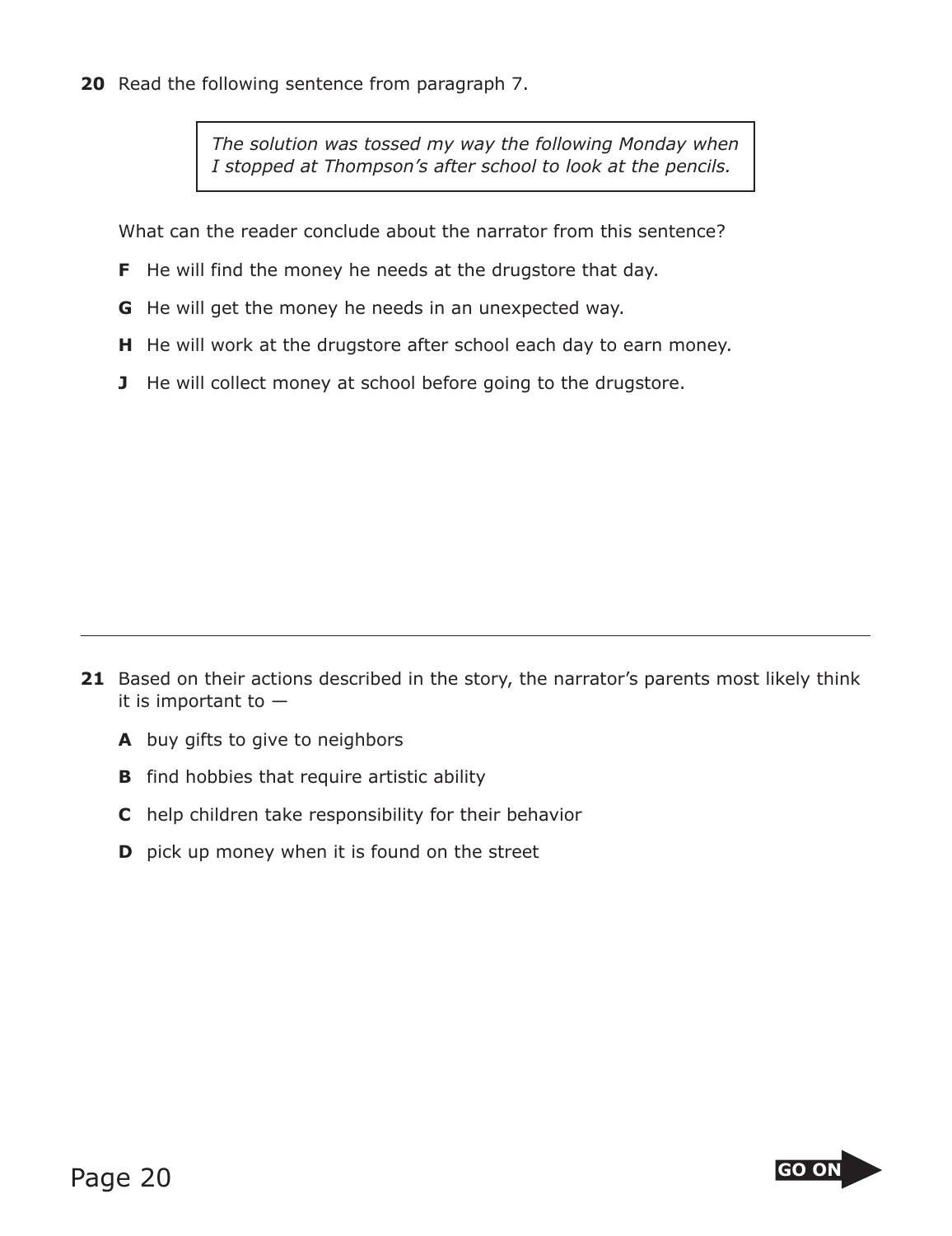**20** Read the following sentence from paragraph 7.

> *The solution was tossed my way the following Monday when I stopped at Thompson's after school to look at the pencils.*

What can the reader conclude about the narrator from this sentence?

- **F** He will find the money he needs at the drugstore that day.
- **G** He will get the money he needs in an unexpected way.
- **H** He will work at the drugstore after school each day to earn money.
- **J** He will collect money at school before going to the drugstore.

---

**21** Based on their actions described in the story, the narrator's parents most likely think it is important to —

- **A** buy gifts to give to neighbors
- **B** find hobbies that require artistic ability
- **C** help children take responsibility for their behavior
- **D** pick up money when it is found on the street

GO ON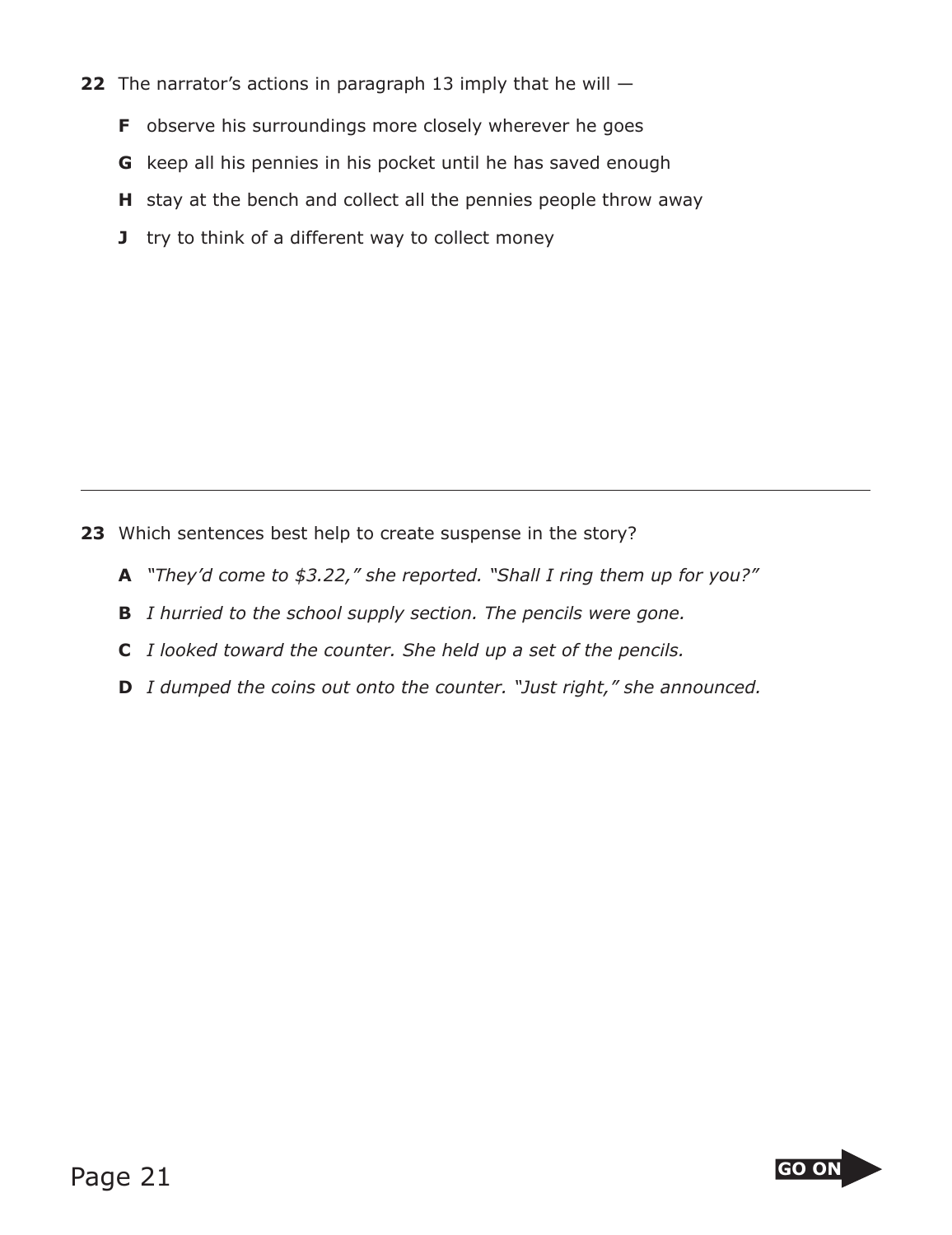**22** The narrator's actions in paragraph 13 imply that he will —

**F** observe his surroundings more closely wherever he goes

**G** keep all his pennies in his pocket until he has saved enough

**H** stay at the bench and collect all the pennies people throw away

**J** try to think of a different way to collect money

---

**23** Which sentences best help to create suspense in the story?

**A** *"They'd come to $3.22," she reported. "Shall I ring them up for you?"*

**B** *I hurried to the school supply section. The pencils were gone.*

**C** *I looked toward the counter. She held up a set of the pencils.*

**D** *I dumped the coins out onto the counter. "Just right," she announced.*

GO ON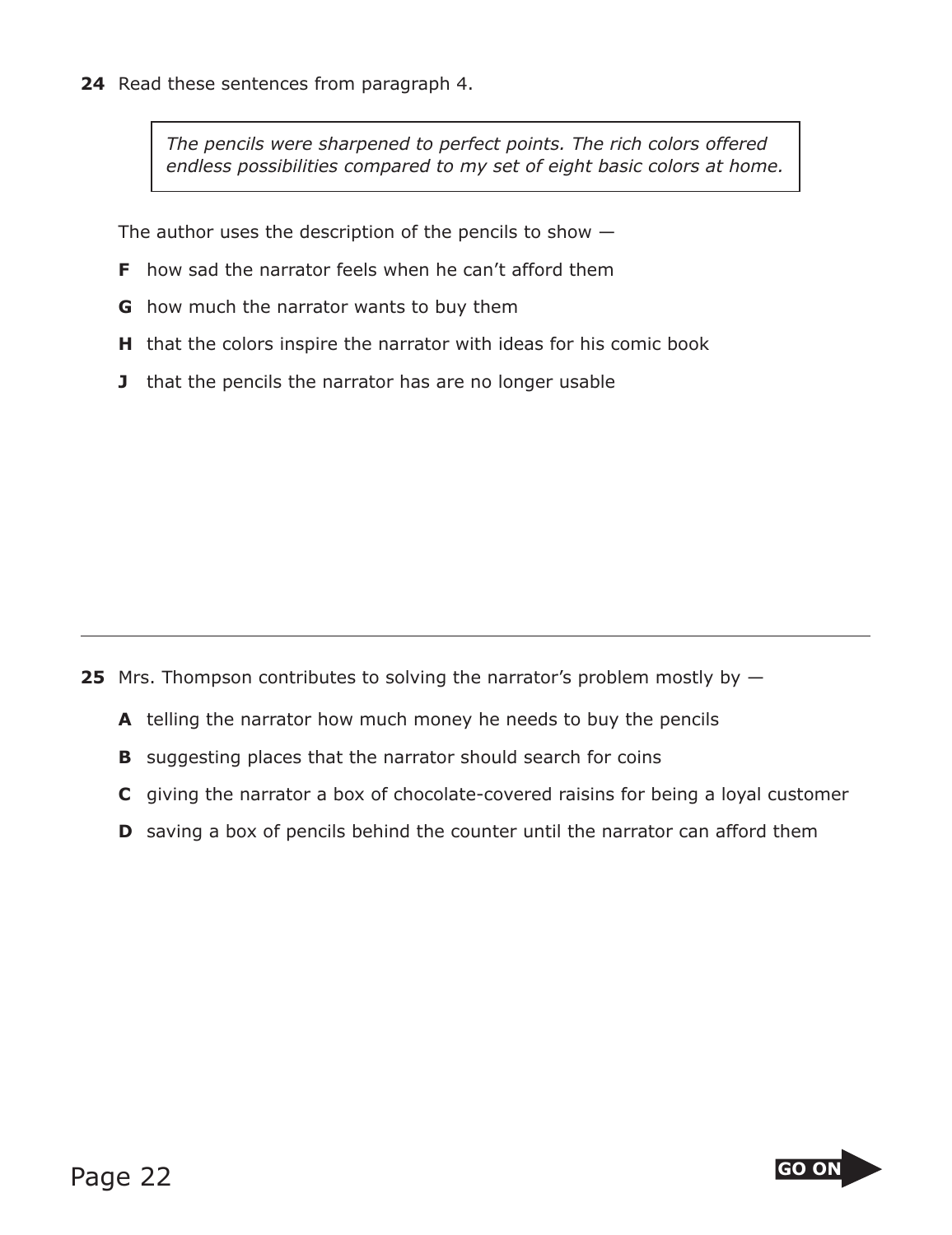**24** Read these sentences from paragraph 4.

> *The pencils were sharpened to perfect points. The rich colors offered endless possibilities compared to my set of eight basic colors at home.*

The author uses the description of the pencils to show —

**F** how sad the narrator feels when he can't afford them

**G** how much the narrator wants to buy them

**H** that the colors inspire the narrator with ideas for his comic book

**J** that the pencils the narrator has are no longer usable

---

**25** Mrs. Thompson contributes to solving the narrator's problem mostly by —

**A** telling the narrator how much money he needs to buy the pencils

**B** suggesting places that the narrator should search for coins

**C** giving the narrator a box of chocolate-covered raisins for being a loyal customer

**D** saving a box of pencils behind the counter until the narrator can afford them

GO ON